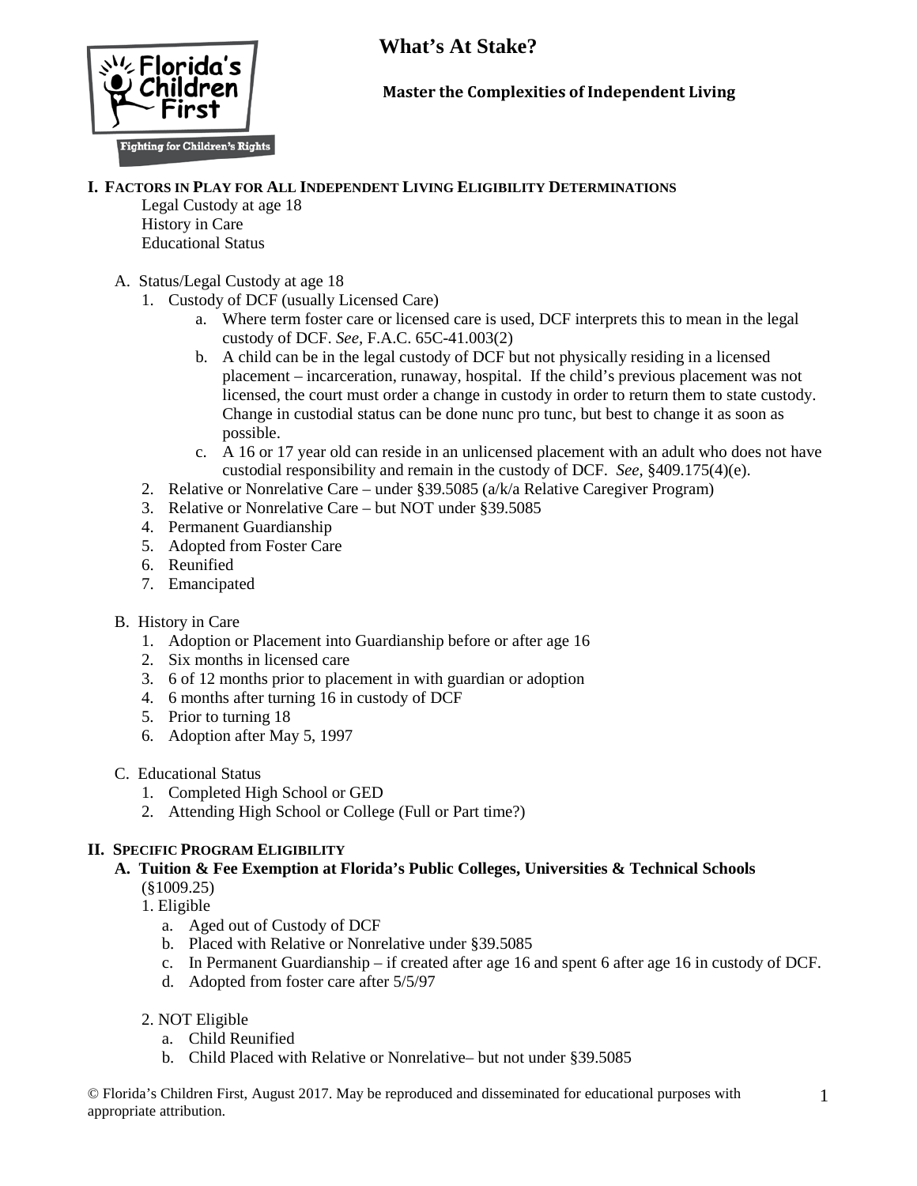# What's At Stake?

**Master the Complexities of Independent Living**

## I. Factors in Play for All Independent Living Eligibility Determinations

Legal Custody at age 18
History in Care
Educational Status

A. Status/Legal Custody at age 18

1. Custody of DCF (usually Licensed Care)
   a. Where term foster care or licensed care is used, DCF interprets this to mean in the legal custody of DCF. *See*, F.A.C. 65C-41.003(2)
   b. A child can be in the legal custody of DCF but not physically residing in a licensed placement – incarceration, runaway, hospital. If the child's previous placement was not licensed, the court must order a change in custody in order to return them to state custody. Change in custodial status can be done nunc pro tunc, but best to change it as soon as possible.
   c. A 16 or 17 year old can reside in an unlicensed placement with an adult who does not have custodial responsibility and remain in the custody of DCF. *See*, §409.175(4)(e).
2. Relative or Nonrelative Care – under §39.5085 (a/k/a Relative Caregiver Program)
3. Relative or Nonrelative Care – but NOT under §39.5085
4. Permanent Guardianship
5. Adopted from Foster Care
6. Reunified
7. Emancipated

B. History in Care

1. Adoption or Placement into Guardianship before or after age 16
2. Six months in licensed care
3. 6 of 12 months prior to placement in with guardian or adoption
4. 6 months after turning 16 in custody of DCF
5. Prior to turning 18
6. Adoption after May 5, 1997

C. Educational Status

1. Completed High School or GED
2. Attending High School or College (Full or Part time?)

## II. Specific Program Eligibility

### A. Tuition & Fee Exemption at Florida's Public Colleges, Universities & Technical Schools

(§1009.25)

1. Eligible
   a. Aged out of Custody of DCF
   b. Placed with Relative or Nonrelative under §39.5085
   c. In Permanent Guardianship – if created after age 16 and spent 6 after age 16 in custody of DCF.
   d. Adopted from foster care after 5/5/97

2. NOT Eligible
   a. Child Reunified
   b. Child Placed with Relative or Nonrelative– but not under §39.5085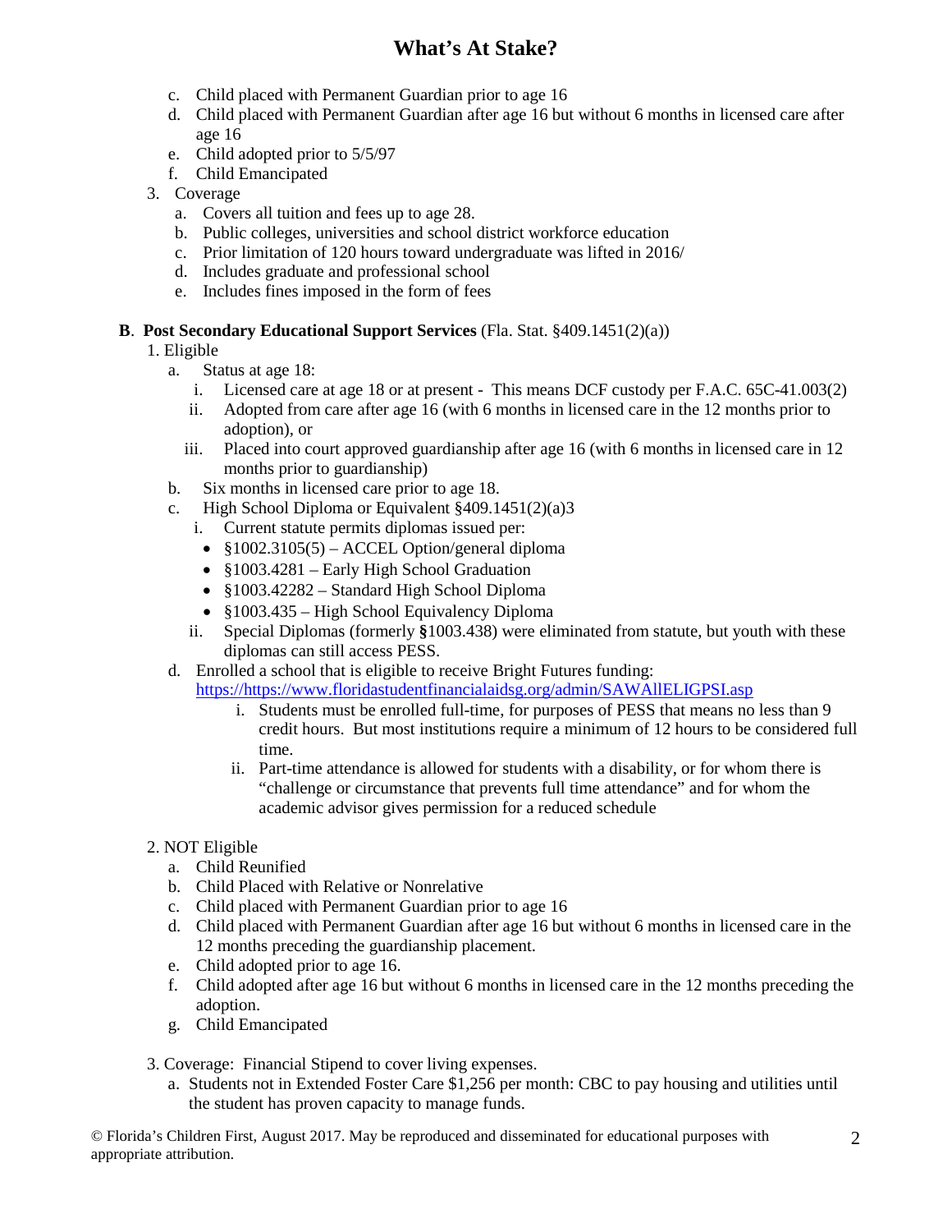c. Child placed with Permanent Guardian prior to age 16
d. Child placed with Permanent Guardian after age 16 but without 6 months in licensed care after age 16
e. Child adopted prior to 5/5/97
f. Child Emancipated

3. Coverage
   a. Covers all tuition and fees up to age 28.
   b. Public colleges, universities and school district workforce education
   c. Prior limitation of 120 hours toward undergraduate was lifted in 2016/
   d. Includes graduate and professional school
   e. Includes fines imposed in the form of fees

**B**. **Post Secondary Educational Support Services** (Fla. Stat. §409.1451(2)(a))

1. Eligible
   a. Status at age 18:
      i. Licensed care at age 18 or at present - This means DCF custody per F.A.C. 65C-41.003(2)
      ii. Adopted from care after age 16 (with 6 months in licensed care in the 12 months prior to adoption), or
      iii. Placed into court approved guardianship after age 16 (with 6 months in licensed care in 12 months prior to guardianship)
   b. Six months in licensed care prior to age 18.
   c. High School Diploma or Equivalent §409.1451(2)(a)3
      i. Current statute permits diplomas issued per:
         - §1002.3105(5) – ACCEL Option/general diploma
         - §1003.4281 – Early High School Graduation
         - §1003.42282 – Standard High School Diploma
         - §1003.435 – High School Equivalency Diploma
      ii. Special Diplomas (formerly **§**1003.438) were eliminated from statute, but youth with these diplomas can still access PESS.
   d. Enrolled a school that is eligible to receive Bright Futures funding: [https://https://www.floridastudentfinancialaidsg.org/admin/SAWAllELIGPSI.asp](https://https://www.floridastudentfinancialaidsg.org/admin/SAWAllELIGPSI.asp)
      i. Students must be enrolled full-time, for purposes of PESS that means no less than 9 credit hours. But most institutions require a minimum of 12 hours to be considered full time.
      ii. Part-time attendance is allowed for students with a disability, or for whom there is "challenge or circumstance that prevents full time attendance" and for whom the academic advisor gives permission for a reduced schedule

2. NOT Eligible
   a. Child Reunified
   b. Child Placed with Relative or Nonrelative
   c. Child placed with Permanent Guardian prior to age 16
   d. Child placed with Permanent Guardian after age 16 but without 6 months in licensed care in the 12 months preceding the guardianship placement.
   e. Child adopted prior to age 16.
   f. Child adopted after age 16 but without 6 months in licensed care in the 12 months preceding the adoption.
   g. Child Emancipated

3. Coverage: Financial Stipend to cover living expenses.
   a. Students not in Extended Foster Care $1,256 per month: CBC to pay housing and utilities until the student has proven capacity to manage funds.

© Florida's Children First, August 2017. May be reproduced and disseminated for educational purposes with appropriate attribution.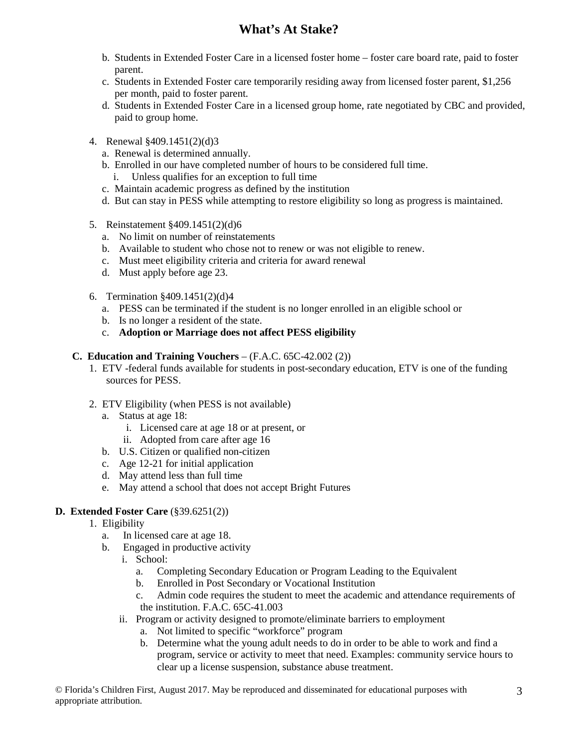b. Students in Extended Foster Care in a licensed foster home – foster care board rate, paid to foster parent.
c. Students in Extended Foster care temporarily residing away from licensed foster parent, $1,256 per month, paid to foster parent.
d. Students in Extended Foster Care in a licensed group home, rate negotiated by CBC and provided, paid to group home.

4. Renewal §409.1451(2)(d)3
   a. Renewal is determined annually.
   b. Enrolled in our have completed number of hours to be considered full time.
      i. Unless qualifies for an exception to full time
   c. Maintain academic progress as defined by the institution
   d. But can stay in PESS while attempting to restore eligibility so long as progress is maintained.

5. Reinstatement §409.1451(2)(d)6
   a. No limit on number of reinstatements
   b. Available to student who chose not to renew or was not eligible to renew.
   c. Must meet eligibility criteria and criteria for award renewal
   d. Must apply before age 23.

6. Termination §409.1451(2)(d)4
   a. PESS can be terminated if the student is no longer enrolled in an eligible school or
   b. Is no longer a resident of the state.
   c. **Adoption or Marriage does not affect PESS eligibility**

**C. Education and Training Vouchers** – (F.A.C. 65C-42.002 (2))

1. ETV -federal funds available for students in post-secondary education, ETV is one of the funding sources for PESS.

2. ETV Eligibility (when PESS is not available)
   a. Status at age 18:
      i. Licensed care at age 18 or at present, or
      ii. Adopted from care after age 16
   b. U.S. Citizen or qualified non-citizen
   c. Age 12-21 for initial application
   d. May attend less than full time
   e. May attend a school that does not accept Bright Futures

**D. Extended Foster Care** (§39.6251(2))

1. Eligibility
   a. In licensed care at age 18.
   b. Engaged in productive activity
      i. School:
         a. Completing Secondary Education or Program Leading to the Equivalent
         b. Enrolled in Post Secondary or Vocational Institution
         c. Admin code requires the student to meet the academic and attendance requirements of the institution. F.A.C. 65C-41.003
      ii. Program or activity designed to promote/eliminate barriers to employment
         a. Not limited to specific "workforce" program
         b. Determine what the young adult needs to do in order to be able to work and find a program, service or activity to meet that need. Examples: community service hours to clear up a license suspension, substance abuse treatment.

© Florida's Children First, August 2017. May be reproduced and disseminated for educational purposes with appropriate attribution.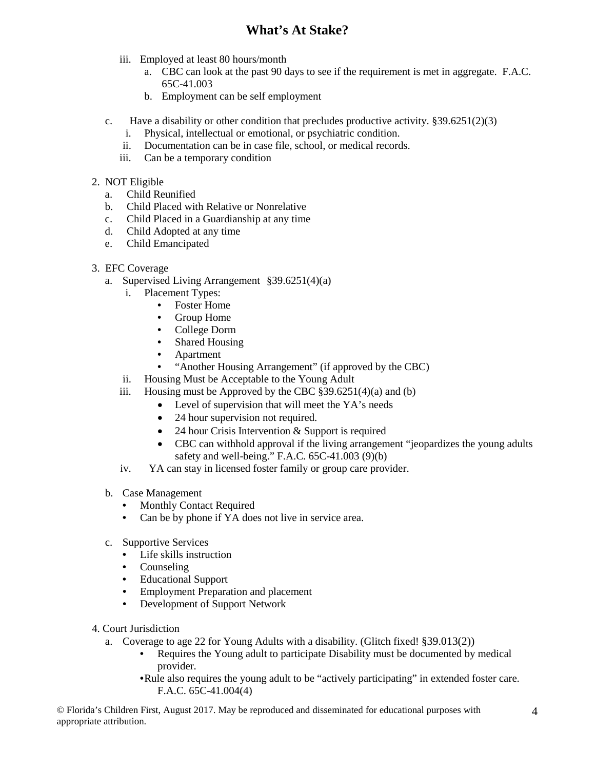iii. Employed at least 80 hours/month
   a. CBC can look at the past 90 days to see if the requirement is met in aggregate. F.A.C. 65C-41.003
   b. Employment can be self employment

c. Have a disability or other condition that precludes productive activity. §39.6251(2)(3)
   i. Physical, intellectual or emotional, or psychiatric condition.
   ii. Documentation can be in case file, school, or medical records.
   iii. Can be a temporary condition

2. NOT Eligible
   a. Child Reunified
   b. Child Placed with Relative or Nonrelative
   c. Child Placed in a Guardianship at any time
   d. Child Adopted at any time
   e. Child Emancipated

3. EFC Coverage
   a. Supervised Living Arrangement §39.6251(4)(a)
      i. Placement Types:
         - Foster Home
         - Group Home
         - College Dorm
         - Shared Housing
         - Apartment
         - "Another Housing Arrangement" (if approved by the CBC)
      ii. Housing Must be Acceptable to the Young Adult
      iii. Housing must be Approved by the CBC §39.6251(4)(a) and (b)
         - Level of supervision that will meet the YA's needs
         - 24 hour supervision not required.
         - 24 hour Crisis Intervention & Support is required
         - CBC can withhold approval if the living arrangement "jeopardizes the young adults safety and well-being." F.A.C. 65C-41.003 (9)(b)
      iv. YA can stay in licensed foster family or group care provider.

   b. Case Management
      - Monthly Contact Required
      - Can be by phone if YA does not live in service area.

   c. Supportive Services
      - Life skills instruction
      - Counseling
      - Educational Support
      - Employment Preparation and placement
      - Development of Support Network

4. Court Jurisdiction
   a. Coverage to age 22 for Young Adults with a disability. (Glitch fixed! §39.013(2))
      - Requires the Young adult to participate Disability must be documented by medical provider.
      - Rule also requires the young adult to be "actively participating" in extended foster care. F.A.C. 65C-41.004(4)

© Florida's Children First, August 2017. May be reproduced and disseminated for educational purposes with appropriate attribution.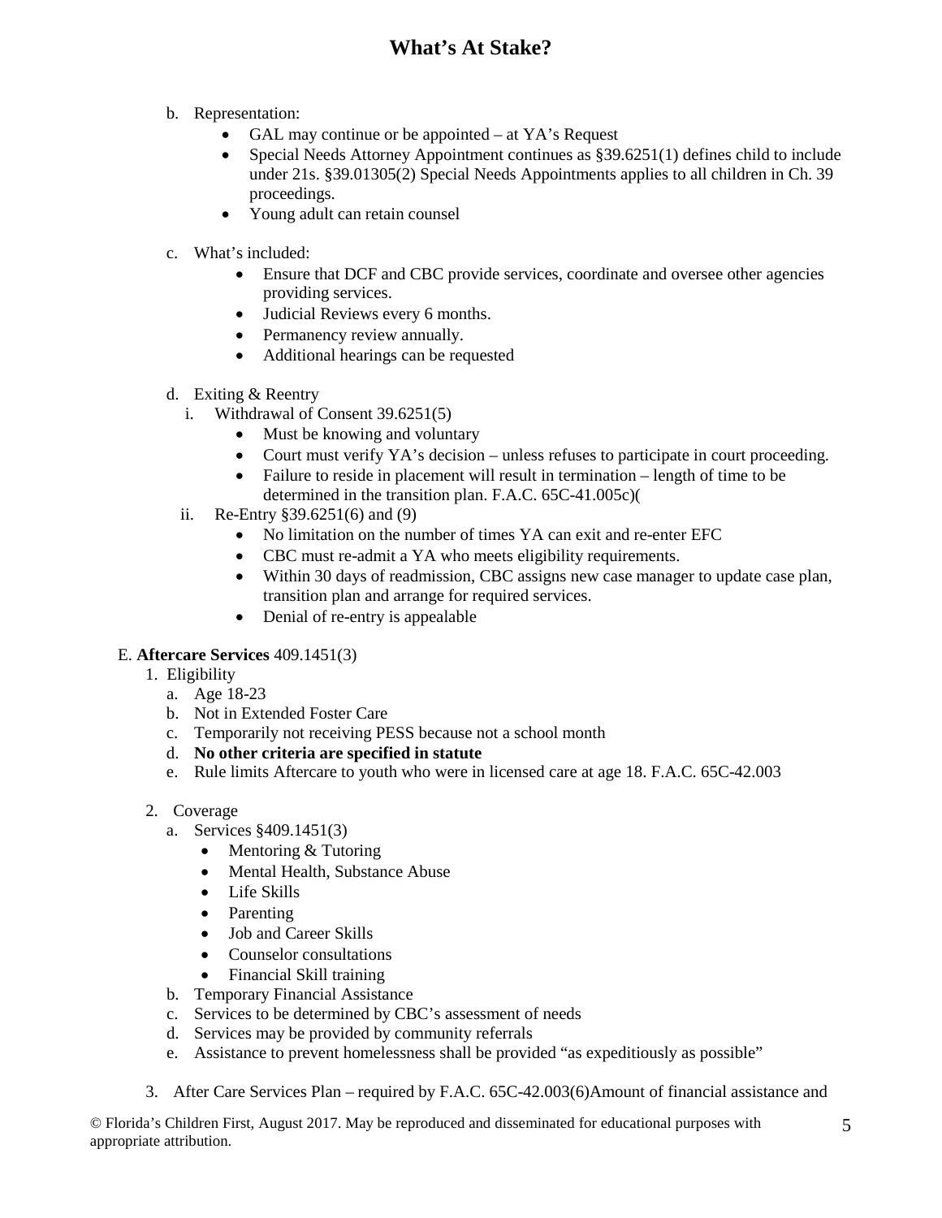b. Representation:
   - GAL may continue or be appointed – at YA's Request
   - Special Needs Attorney Appointment continues as §39.6251(1) defines child to include under 21s. §39.01305(2) Special Needs Appointments applies to all children in Ch. 39 proceedings.
   - Young adult can retain counsel

c. What's included:
   - Ensure that DCF and CBC provide services, coordinate and oversee other agencies providing services.
   - Judicial Reviews every 6 months.
   - Permanency review annually.
   - Additional hearings can be requested

d. Exiting & Reentry
   i. Withdrawal of Consent 39.6251(5)
      - Must be knowing and voluntary
      - Court must verify YA's decision – unless refuses to participate in court proceeding.
      - Failure to reside in placement will result in termination – length of time to be determined in the transition plan. F.A.C. 65C-41.005c)(
   ii. Re-Entry §39.6251(6) and (9)
      - No limitation on the number of times YA can exit and re-enter EFC
      - CBC must re-admit a YA who meets eligibility requirements.
      - Within 30 days of readmission, CBC assigns new case manager to update case plan, transition plan and arrange for required services.
      - Denial of re-entry is appealable

E. **Aftercare Services** 409.1451(3)

1. Eligibility
   a. Age 18-23
   b. Not in Extended Foster Care
   c. Temporarily not receiving PESS because not a school month
   d. **No other criteria are specified in statute**
   e. Rule limits Aftercare to youth who were in licensed care at age 18. F.A.C. 65C-42.003

2. Coverage
   a. Services §409.1451(3)
      - Mentoring & Tutoring
      - Mental Health, Substance Abuse
      - Life Skills
      - Parenting
      - Job and Career Skills
      - Counselor consultations
      - Financial Skill training
   b. Temporary Financial Assistance
   c. Services to be determined by CBC's assessment of needs
   d. Services may be provided by community referrals
   e. Assistance to prevent homelessness shall be provided "as expeditiously as possible"

3. After Care Services Plan – required by F.A.C. 65C-42.003(6)Amount of financial assistance and

© Florida's Children First, August 2017. May be reproduced and disseminated for educational purposes with appropriate attribution.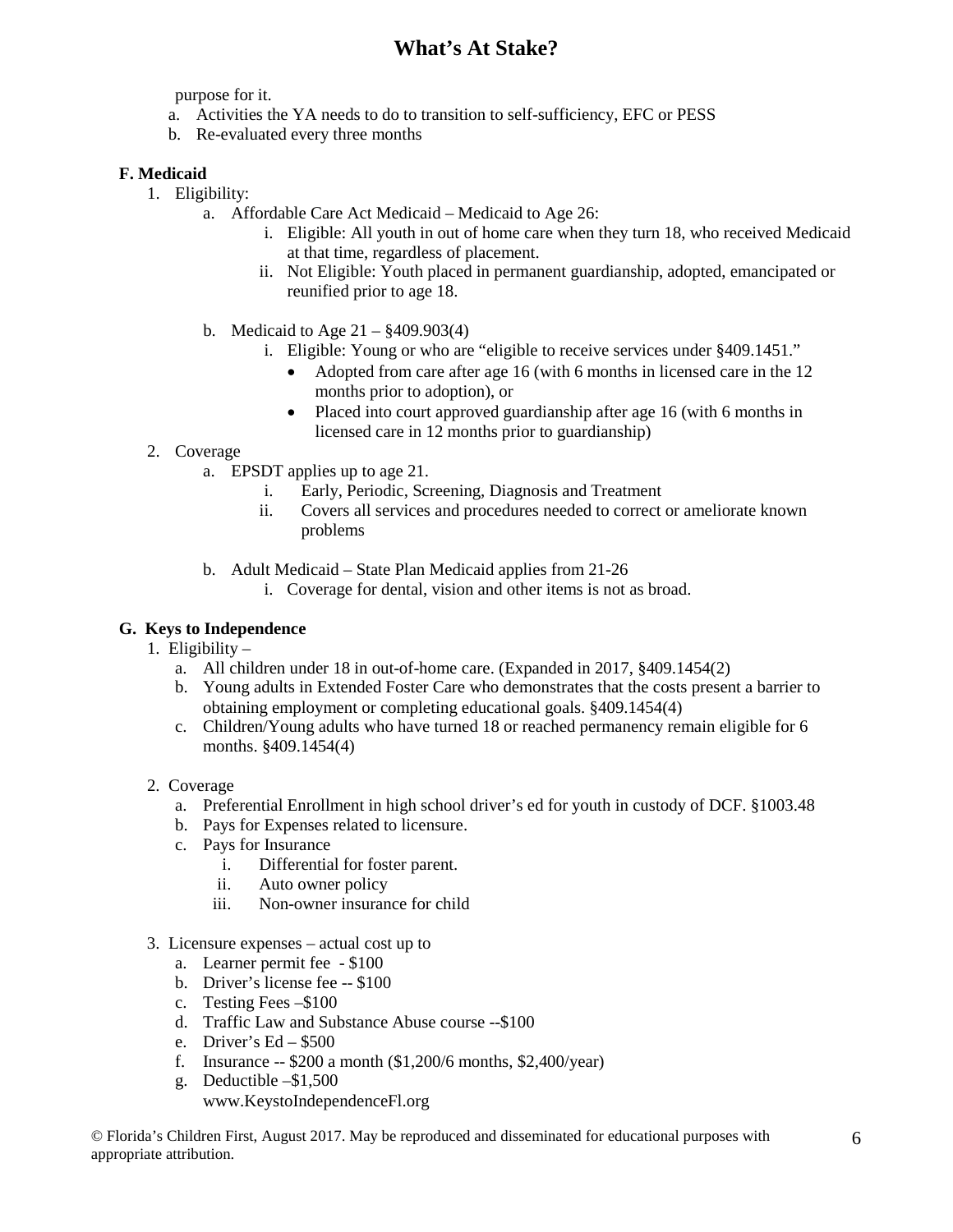purpose for it.

a. Activities the YA needs to do to transition to self-sufficiency, EFC or PESS
b. Re-evaluated every three months

**F. Medicaid**

1. Eligibility:
   a. Affordable Care Act Medicaid – Medicaid to Age 26:
      i. Eligible: All youth in out of home care when they turn 18, who received Medicaid at that time, regardless of placement.
      ii. Not Eligible: Youth placed in permanent guardianship, adopted, emancipated or reunified prior to age 18.

   b. Medicaid to Age 21 – §409.903(4)
      i. Eligible: Young or who are "eligible to receive services under §409.1451."
         - Adopted from care after age 16 (with 6 months in licensed care in the 12 months prior to adoption), or
         - Placed into court approved guardianship after age 16 (with 6 months in licensed care in 12 months prior to guardianship)
2. Coverage
   a. EPSDT applies up to age 21.
      i. Early, Periodic, Screening, Diagnosis and Treatment
      ii. Covers all services and procedures needed to correct or ameliorate known problems

   b. Adult Medicaid – State Plan Medicaid applies from 21-26
      i. Coverage for dental, vision and other items is not as broad.

**G. Keys to Independence**

1. Eligibility –
   a. All children under 18 in out-of-home care. (Expanded in 2017, §409.1454(2)
   b. Young adults in Extended Foster Care who demonstrates that the costs present a barrier to obtaining employment or completing educational goals. §409.1454(4)
   c. Children/Young adults who have turned 18 or reached permanency remain eligible for 6 months. §409.1454(4)

2. Coverage
   a. Preferential Enrollment in high school driver's ed for youth in custody of DCF. §1003.48
   b. Pays for Expenses related to licensure.
   c. Pays for Insurance
      i. Differential for foster parent.
      ii. Auto owner policy
      iii. Non-owner insurance for child

3. Licensure expenses – actual cost up to
   a. Learner permit fee - $100
   b. Driver's license fee -- $100
   c. Testing Fees –$100
   d. Traffic Law and Substance Abuse course --$100
   e. Driver's Ed – $500
   f. Insurance -- $200 a month ($1,200/6 months, $2,400/year)
   g. Deductible –$1,500

   www.KeystoIndependenceFl.org

© Florida's Children First, August 2017. May be reproduced and disseminated for educational purposes with appropriate attribution.